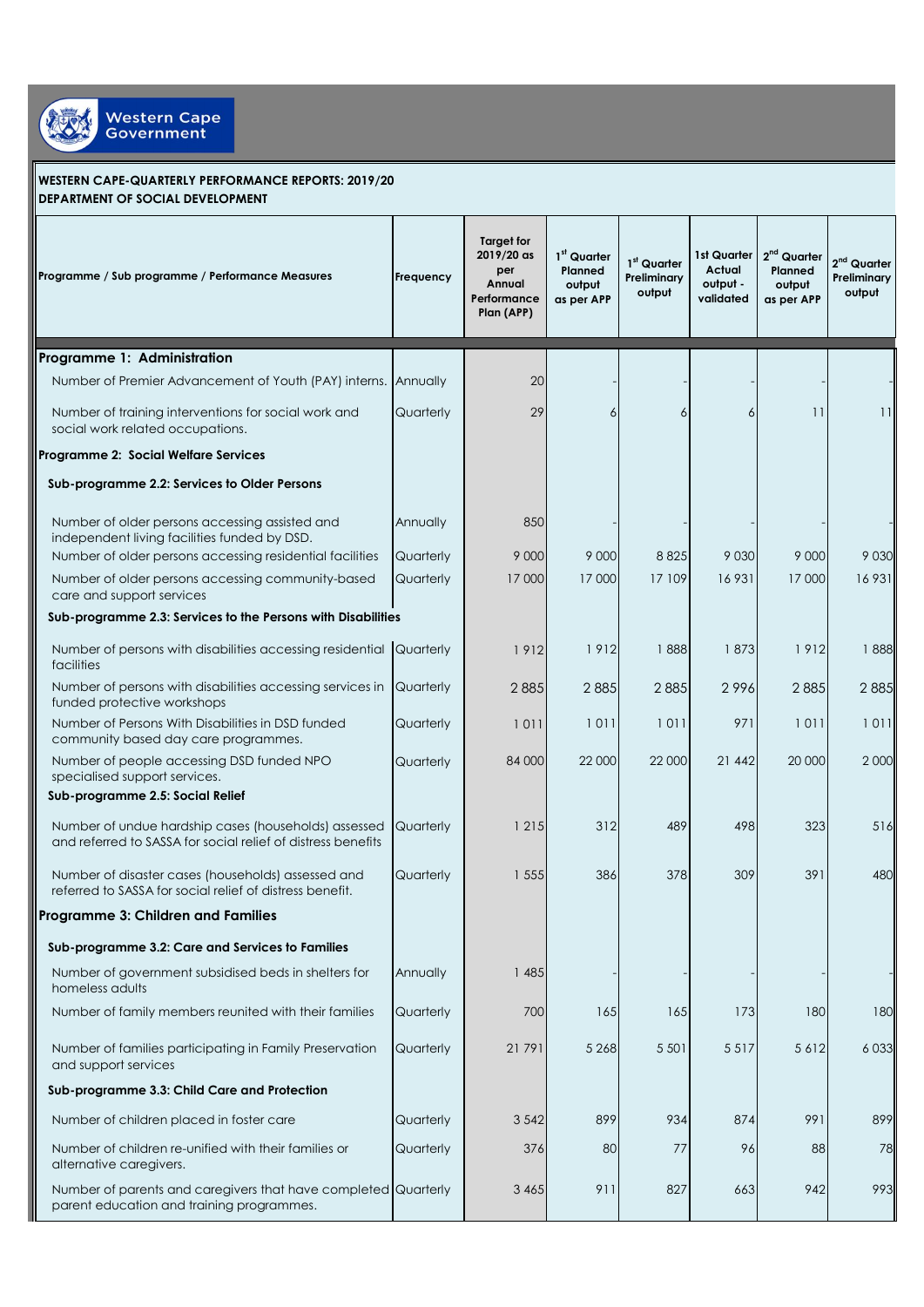**WESTERN CAPE-QUARTERLY PERFORMANCE REPORTS: 2019/20**
**DEPARTMENT OF SOCIAL DEVELOPMENT**

| Programme / Sub programme / Performance Measures | Frequency | Target for 2019/20 as per Annual Performance Plan (APP) | 1st Quarter Planned output as per APP | 1st Quarter Preliminary output | 1st Quarter Actual output - validated | 2nd Quarter Planned output as per APP | 2nd Quarter Preliminary output |
|---|---|---|---|---|---|---|---|
| **Programme 1: Administration** | | | | | | | |
| Number of Premier Advancement of Youth (PAY) interns. | Annually | 20 | - | - | - | - | - |
| Number of training interventions for social work and social work related occupations. | Quarterly | 29 | 6 | 6 | 6 | 11 | 11 |
| **Programme 2: Social Welfare Services** | | | | | | | |
| **Sub-programme 2.2: Services to Older Persons** | | | | | | | |
| Number of older persons accessing assisted and independent living facilities funded by DSD. | Annually | 850 | - | - | - | - | - |
| Number of older persons accessing residential facilities | Quarterly | 9 000 | 9 000 | 8 825 | 9 030 | 9 000 | 9 030 |
| Number of older persons accessing community-based care and support services | Quarterly | 17 000 | 17 000 | 17 109 | 16 931 | 17 000 | 16 931 |
| **Sub-programme 2.3: Services to the Persons with Disabilities** | | | | | | | |
| Number of persons with disabilities accessing residential facilities | Quarterly | 1 912 | 1 912 | 1 888 | 1 873 | 1 912 | 1 888 |
| Number of persons with disabilities accessing services in funded protective workshops | Quarterly | 2 885 | 2 885 | 2 885 | 2 996 | 2 885 | 2 885 |
| Number of Persons With Disabilities in DSD funded community based day care programmes. | Quarterly | 1 011 | 1 011 | 1 011 | 971 | 1 011 | 1 011 |
| Number of people accessing DSD funded NPO specialised support services. | Quarterly | 84 000 | 22 000 | 22 000 | 21 442 | 20 000 | 2 000 |
| **Sub-programme 2.5: Social Relief** | | | | | | | |
| Number of undue hardship cases (households) assessed and referred to SASSA for social relief of distress benefits | Quarterly | 1 215 | 312 | 489 | 498 | 323 | 516 |
| Number of disaster cases (households) assessed and referred to SASSA for social relief of distress benefit. | Quarterly | 1 555 | 386 | 378 | 309 | 391 | 480 |
| **Programme 3: Children and Families** | | | | | | | |
| **Sub-programme 3.2: Care and Services to Families** | | | | | | | |
| Number of government subsidised beds in shelters for homeless adults | Annually | 1 485 | - | - | - | - | - |
| Number of family members reunited with their families | Quarterly | 700 | 165 | 165 | 173 | 180 | 180 |
| Number of families participating in Family Preservation and support services | Quarterly | 21 791 | 5 268 | 5 501 | 5 517 | 5 612 | 6 033 |
| **Sub-programme 3.3: Child Care and Protection** | | | | | | | |
| Number of children placed in foster care | Quarterly | 3 542 | 899 | 934 | 874 | 991 | 899 |
| Number of children re-unified with their families or alternative caregivers. | Quarterly | 376 | 80 | 77 | 96 | 88 | 78 |
| Number of parents and caregivers that have completed parent education and training programmes. | Quarterly | 3 465 | 911 | 827 | 663 | 942 | 993 |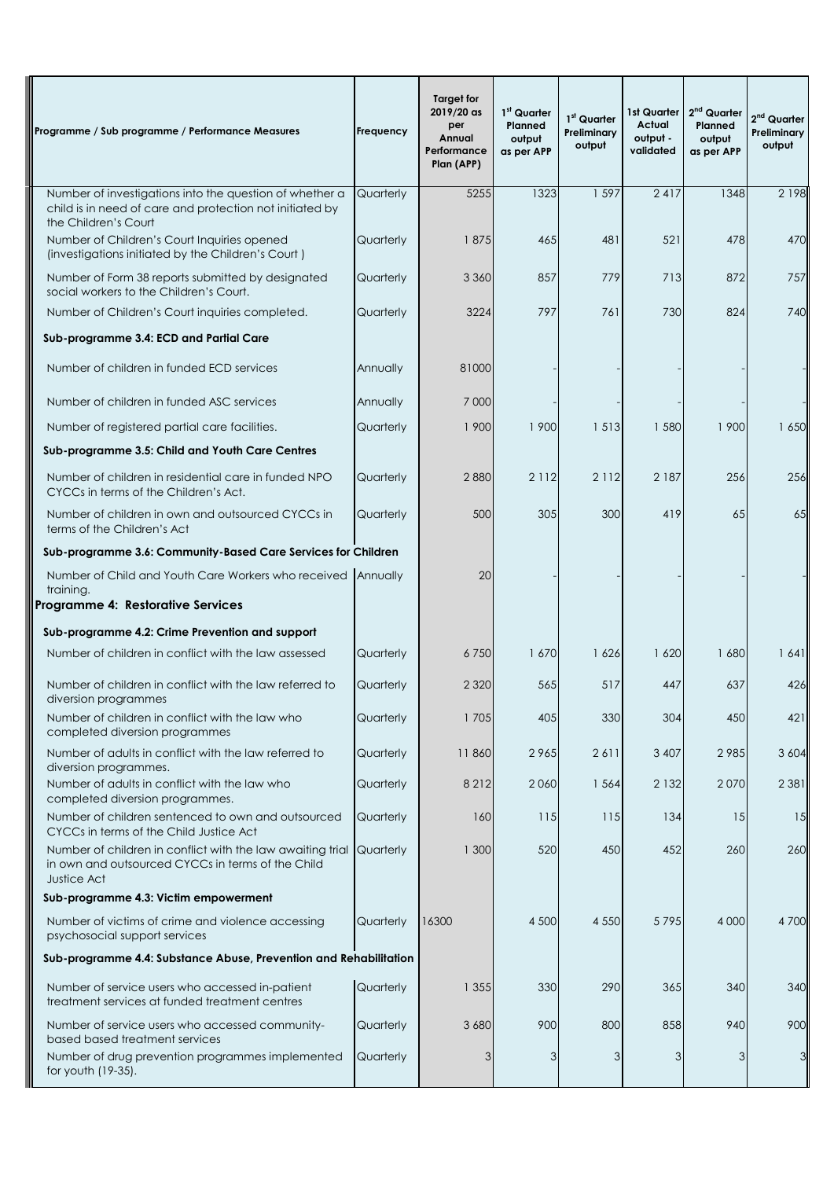| Programme / Sub programme / Performance Measures | Frequency | Target for 2019/20 as per Annual Performance Plan (APP) | 1st Quarter Planned output as per APP | 1st Quarter Preliminary output | 1st Quarter Actual output - validated | 2nd Quarter Planned output as per APP | 2nd Quarter Preliminary output |
|---|---|---|---|---|---|---|---|
| Number of investigations into the question of whether a child is in need of care and protection not initiated by the Children's Court | Quarterly | 5255 | 1323 | 1 597 | 2 417 | 1348 | 2 198 |
| Number of Children's Court Inquiries opened (investigations initiated by the Children's Court ) | Quarterly | 1 875 | 465 | 481 | 521 | 478 | 470 |
| Number of Form 38 reports submitted by designated social workers to the Children's Court. | Quarterly | 3 360 | 857 | 779 | 713 | 872 | 757 |
| Number of Children's Court inquiries completed. | Quarterly | 3224 | 797 | 761 | 730 | 824 | 740 |
| **Sub-programme 3.4: ECD and Partial Care** | | | | | | | |
| Number of children in funded ECD services | Annually | 81000 | - | - | - | - | - |
| Number of children in funded ASC services | Annually | 7 000 | - | - | - | - | - |
| Number of registered partial care facilities. | Quarterly | 1 900 | 1 900 | 1 513 | 1 580 | 1 900 | 1 650 |
| **Sub-programme 3.5: Child and Youth Care Centres** | | | | | | | |
| Number of children in residential care in funded NPO CYCCs in terms of the Children's Act. | Quarterly | 2 880 | 2 112 | 2 112 | 2 187 | 256 | 256 |
| Number of children in own and outsourced CYCCs in terms of the Children's Act | Quarterly | 500 | 305 | 300 | 419 | 65 | 65 |
| **Sub-programme 3.6: Community-Based Care Services for Children** | | | | | | | |
| Number of Child and Youth Care Workers who received training. | Annually | 20 | - | - | - | - | - |
| **Programme 4: Restorative Services** | | | | | | | |
| **Sub-programme 4.2: Crime Prevention and support** | | | | | | | |
| Number of children in conflict with the law assessed | Quarterly | 6 750 | 1 670 | 1 626 | 1 620 | 1 680 | 1 641 |
| Number of children in conflict with the law referred to diversion programmes | Quarterly | 2 320 | 565 | 517 | 447 | 637 | 426 |
| Number of children in conflict with the law who completed diversion programmes | Quarterly | 1 705 | 405 | 330 | 304 | 450 | 421 |
| Number of adults in conflict with the law referred to diversion programmes. | Quarterly | 11 860 | 2 965 | 2 611 | 3 407 | 2 985 | 3 604 |
| Number of adults in conflict with the law who completed diversion programmes. | Quarterly | 8 212 | 2 060 | 1 564 | 2 132 | 2 070 | 2 381 |
| Number of children sentenced to own and outsourced CYCCs in terms of the Child Justice Act | Quarterly | 160 | 115 | 115 | 134 | 15 | 15 |
| Number of children in conflict with the law awaiting trial in own and outsourced CYCCs in terms of the Child Justice Act | Quarterly | 1 300 | 520 | 450 | 452 | 260 | 260 |
| **Sub-programme 4.3: Victim empowerment** | | | | | | | |
| Number of victims of crime and violence accessing psychosocial support services | Quarterly | 16300 | 4 500 | 4 550 | 5 795 | 4 000 | 4 700 |
| **Sub-programme 4.4: Substance Abuse, Prevention and Rehabilitation** | | | | | | | |
| Number of service users who accessed in-patient treatment services at funded treatment centres | Quarterly | 1 355 | 330 | 290 | 365 | 340 | 340 |
| Number of service users who accessed community-based based treatment services | Quarterly | 3 680 | 900 | 800 | 858 | 940 | 900 |
| Number of drug prevention programmes implemented for youth (19-35). | Quarterly | 3 | 3 | 3 | 3 | 3 | 3 |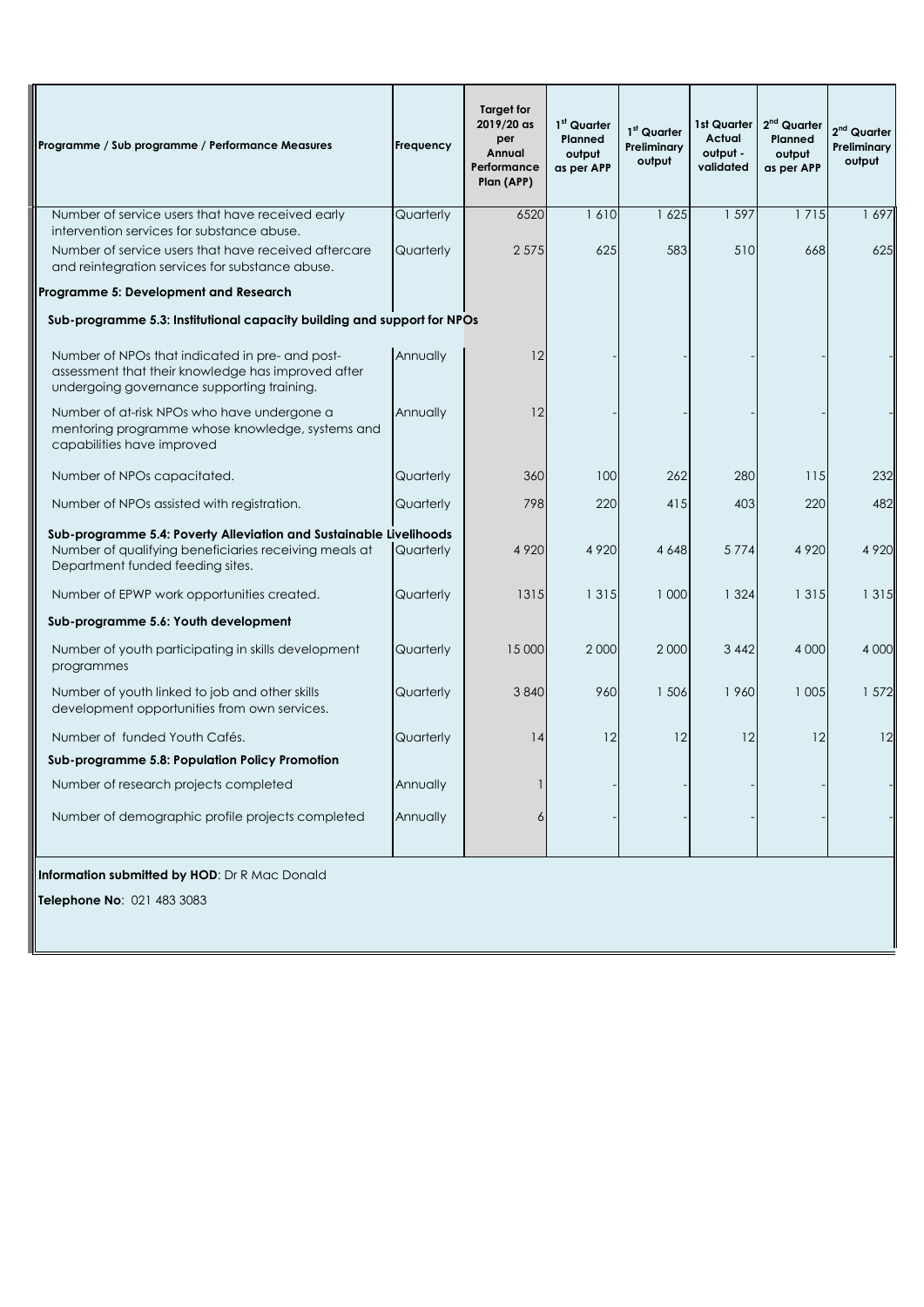| Programme / Sub programme / Performance Measures | Frequency | Target for 2019/20 as per Annual Performance Plan (APP) | 1st Quarter Planned output as per APP | 1st Quarter Preliminary output | 1st Quarter Actual output - validated | 2nd Quarter Planned output as per APP | 2nd Quarter Preliminary output |
|---|---|---|---|---|---|---|---|
| Number of service users that have received early intervention services for substance abuse. | Quarterly | 6520 | 1 610 | 1 625 | 1 597 | 1 715 | 1 697 |
| Number of service users that have received aftercare and reintegration services for substance abuse. | Quarterly | 2 575 | 625 | 583 | 510 | 668 | 625 |
| **Programme 5: Development and Research** | | | | | | | |
| **Sub-programme 5.3: Institutional capacity building and support for NPOs** | | | | | | | |
| Number of NPOs that indicated in pre- and post-assessment that their knowledge has improved after undergoing governance supporting training. | Annually | 12 | - | - | - | - | - |
| Number of at-risk NPOs who have undergone a mentoring programme whose knowledge, systems and capabilities have improved | Annually | 12 | - | - | - | - | - |
| Number of NPOs capacitated. | Quarterly | 360 | 100 | 262 | 280 | 115 | 232 |
| Number of NPOs assisted with registration. | Quarterly | 798 | 220 | 415 | 403 | 220 | 482 |
| **Sub-programme 5.4: Poverty Alleviation and Sustainable Livelihoods** | | | | | | | |
| Number of qualifying beneficiaries receiving meals at Department funded feeding sites. | Quarterly | 4 920 | 4 920 | 4 648 | 5 774 | 4 920 | 4 920 |
| Number of EPWP work opportunities created. | Quarterly | 1315 | 1 315 | 1 000 | 1 324 | 1 315 | 1 315 |
| **Sub-programme 5.6: Youth development** | | | | | | | |
| Number of youth participating in skills development programmes | Quarterly | 15 000 | 2 000 | 2 000 | 3 442 | 4 000 | 4 000 |
| Number of youth linked to job and other skills development opportunities from own services. | Quarterly | 3 840 | 960 | 1 506 | 1 960 | 1 005 | 1 572 |
| Number of funded Youth Cafés. | Quarterly | 14 | 12 | 12 | 12 | 12 | 12 |
| **Sub-programme 5.8: Population Policy Promotion** | | | | | | | |
| Number of research projects completed | Annually | 1 | - | - | - | - | - |
| Number of demographic profile projects completed | Annually | 6 | - | - | - | - | - |

**Information submitted by HOD**: Dr R Mac Donald

**Telephone No**: 021 483 3083